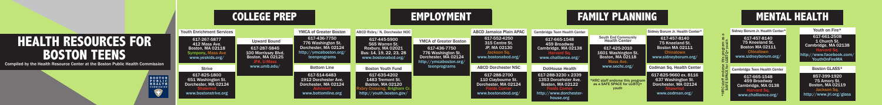# HEALTH RESOURCES FOR BOSTON TEENS

Compiled by the Health Resource Center at the Boston Public Health Commission

BOSTON PUBLIC HEALTH COMMISSION

## COLLEGE PREP

**Youth Enrichment Services**
617-267-5877
412 Mass Ave.
Boston, MA 02118
Symphony, Mass Ave
www.yeskids.org/

**Strive**
617-825-1800
651 Washington St.
Dorchester, MA 02124
Shawmut
www.bostonstrive.org

**Upward Bound**
617-287-5845
100 Morrissey Blvd.
Boston, MA 02125
JFK, U-Mass
www.umb.edu/

**YMCA of Greater Boston**
617-436-7750
776 Washington St.
Dorchester, MA 02124
http://ymcaboston.org/teenprograms

**Bottom Line**
617-514-6483
1912 Dorchester Ave.
Dorchester, MA 02124
Ashmont
www.bottomline.org

## EMPLOYMENT

**ABCD Rxbry/ N. Dorchester NOC**
617-445-5900
565 Warren St.
Roxbury, MA 02021
Bus: 14, 19, 22, 23, 28
www.bostonabcd.org/

**YMCA of Greater Boston**
617-436-7750
776 Washington St.
Dorchester, MA 02124
http://ymcaboston.org/teenprograms

**Boston Youth Fund**
617-635-4202
1483 Tremont St.
Boston, MA 02120
Rxbry Crossing, Brigham Cr.
http://youth.boston.gov/

**ABCD Jamaica Plain APAC**
617-552-4250
315 Centre St.
JP, MA 02130
Jackson Sq.
www.bostonabcd.org/

**ABCD Dorchester NSC**
617-288-2700
110 Claybourne St.
Dorchester, MA 02124
Shawmut
www.bostonabcd.org/

## FAMILY PLANNING

**Cambridge Teen Health Center**
617-665-1548
459 Broadway
Cambridge, MA 02138
Harvard Sq.
www.challiance.org/

**DotHouse Health**
617-288-3230 x 2339
1353 Dorchester Ave.
Boston, MA 02122
Fields Corner
http://www.dorchester-house.org

**South End Community Health Center**
617-425-2010
1601 Washington St.
Boston, MA 02118
Mass Ave.
www.sechc.org/

*HRC staff endorse this program as a SAFE SPACE for LGBTQ+ youth

**Sidney Borum Jr. Health Center***
617-457-8140
75 Kneeland St.
Boston MA 02111
Chinatown
www.sidneyborum.org/

**Codman Sq. Health Center**
617-825-9660 ex. 8116
637 Washington St.
Dorchester, MA 02124
Shawmut
www.codman.org/

## MENTAL HEALTH

*HRC staff endorse this program as a SAFE SPACE for LGBTQ+ youth

**Sidney Borum Jr. Health Center***
617-457-8140
75 Kneeland St.
Boston MA 02111
Chinatown
www.sidneyborum.org/

**Cambridge Teen Health Center**
617-665-1548
459 Broadway
Cambridge, MA 0138
Harvard Sq.
www.challiance.org/

**Youth on Fire***
617-661-2508
1 Church St.
Cambridge, MA 02138
Harvard Sq.
http://www.facebook.com/YouthOnFireMA

**Boston GLASS***
857-399-1920
75 Amory St.
Boston, MA 02119
Jackson Sq.
http://www.jri.org/glass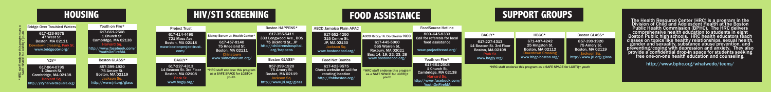## HOUSING

*HRC staff endorse this program as a SAFE SPACE for LGBTQ+ youth

**Bridge Over Troubled Waters**
617-423-9575
47 West St.
Boston, MA 02111
Downtown Crossing, Park St.
www.bridgeotw.org/

**Y2Y***
617-864-0795
1 Church St.
Cambridge, MA 02138
Harvard Sq.
http://y2yharvardsquare.org/

**Youth on Fire***
617-661-2508
1 Church St.
Cambridge, MA 02138
Harvard Sq.
http://www.facebook.com/YouthOnFireMA

**Boston GLASS***
857-399-1920
75 Amory St.
Boston, MA 02119
Jackson Sq.
http://www.jri.org/glass

## HIV/STI SCREENING

**Project Trust**
617-414-4495
721 Mass Ave.
Boston, MA 02118
www.bostonprojecttrust.com/

**BAGLY***
617-227-4313
14 Beacon St. 3rd Floor
Boston, MA 02108
Park St.
www.bagly.org/

**Sidney Borum Jr. Health Center***
617-457-8140
75 Kneeland St.
Boston, MA 02111
Chinatown
www.sidneyborum.org/

*HRC staff endorse this program as a SAFE SPACE for LGBTQ+ youth

**Boston HAPPENS***
617-355-5411
333 Longwood Ave., BOS
75 Bickford St., JP
http://childrenshospital.org/happens

**Boston GLASS***
857-399-1920
75 Amory St.
Boston, MA 02119
Jackson Sq.
http://www.jri.org/glass

## FOOD ASSISTANCE

**ABCD Jamaica Plain APAC**
617-552-4250
315 Centre St.
JP, MA 02130
Jackson Sq.
www.bostonabcd.org/

**Food Not Bombs**
617-423-9575
Check website or call for rotating location
http://fnbboston.org/

**ABCD Rxbry/ N. Dorchester NOC**
617-445-6000
565 Warren St.
Roxbury, MA 02021
Bus 14, 19, 22, 23, 28
www.bostonabcd.org/

*HRC staff endorse this program as a SAFE SPACE for LGBTQ+ youth

**FoodSource Hotline**
800-645-8333
Call for referrals for local food assistance
www.projectbread.org/

**Youth on Fire***
617-661-2508
1 Church St.
Cambridge, MA 02138
Harvard Sq.
http://www.facebook.com/YouthOnFireMA

## SUPPORT GROUPS

**BAGLY***
617-227-4313
14 Beacon St. 3rd Floor
Boston, MA 02108
Park St.
www.bagly.org/

**HBGC***
671-487-4242
25 Kingston St.
Boston, MA 02112
Downtown Crossing
www.hbgc-boston.org/

**Boston GLASS***
857-399-1920
75 Amory St.
Boston, MA 02119
Jackson Sq.
http://www.jri.org/glass

*HRC staff endorse this program as a SAFE SPACE for LGBTQ+ youth

The Health Resource Center (HRC) is a program in the Division of Child and Adolescent Health at the Boston Public Health Commission (BPHC). The HRC delivers comprehensive health education to students in eight Boston Public high schools. HRC health educators teach classes on topics like healthy relationships, sexual health, gender and sexuality, substance abuse prevention, and preventing/coping with depression and anxiety. They also provide a confidential drop-in space for students seeking free one-on-one health education and counseling.

http://www.bphc.org/whatwedo/teens/